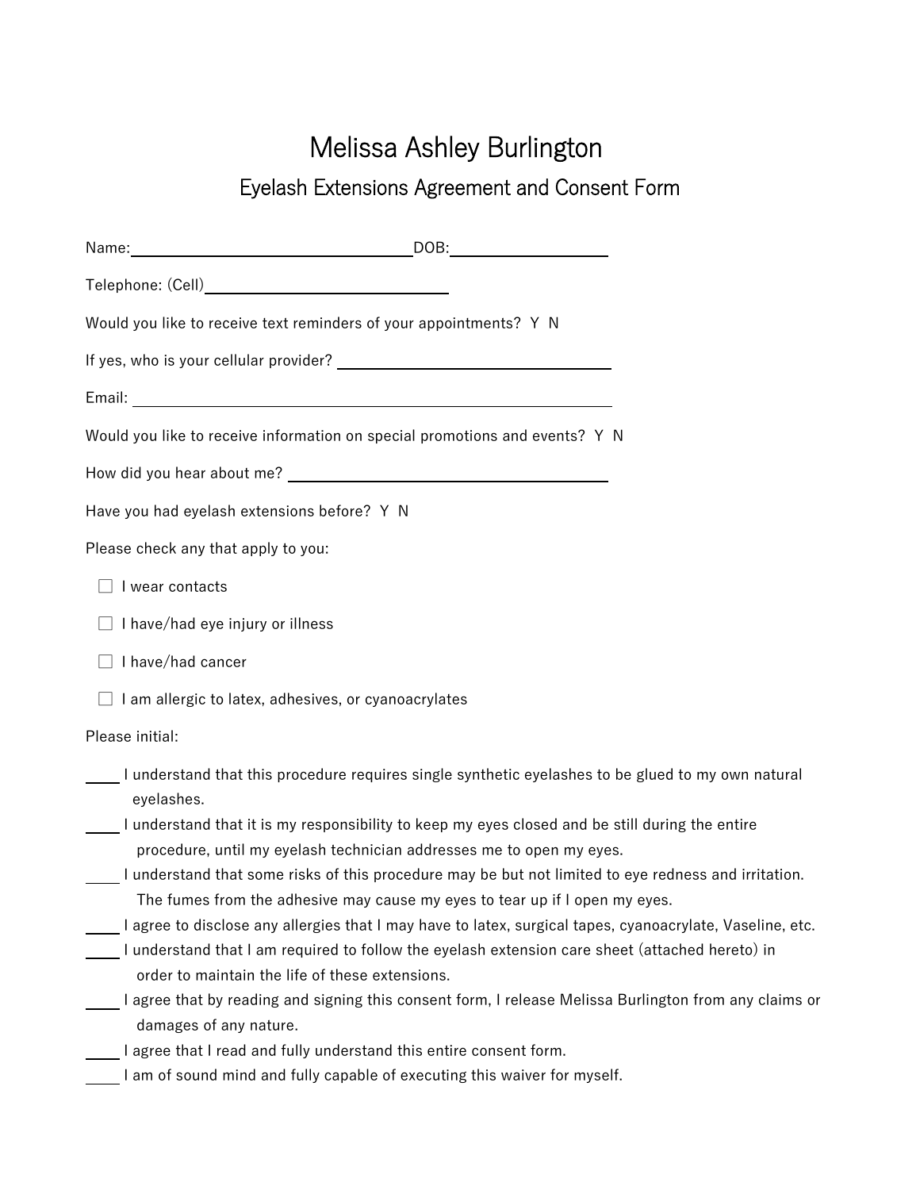# Melissa Ashley Burlington

## Eyelash Extensions Agreement and Consent Form

Name:_________________________________ DOB:___________________

Telephone: (Cell)_____________________________

Would you like to receive text reminders of your appointments?  Y  N

If yes, who is your cellular provider? _________________________________

Email: __________________________________________________________

Would you like to receive information on special promotions and events?  Y  N

How did you hear about me? _____________________________________

Have you had eyelash extensions before?  Y  N

Please check any that apply to you:

- ☐ I wear contacts
- ☐ I have/had eye injury or illness
- ☐ I have/had cancer
- ☐ I am allergic to latex, adhesives, or cyanoacrylates

Please initial:

____ I understand that this procedure requires single synthetic eyelashes to be glued to my own natural eyelashes.

____ I understand that it is my responsibility to keep my eyes closed and be still during the entire procedure, until my eyelash technician addresses me to open my eyes.

____ I understand that some risks of this procedure may be but not limited to eye redness and irritation. The fumes from the adhesive may cause my eyes to tear up if I open my eyes.

____ I agree to disclose any allergies that I may have to latex, surgical tapes, cyanoacrylate, Vaseline, etc.

____ I understand that I am required to follow the eyelash extension care sheet (attached hereto) in order to maintain the life of these extensions.

____ I agree that by reading and signing this consent form, I release Melissa Burlington from any claims or damages of any nature.

____ I agree that I read and fully understand this entire consent form.

____ I am of sound mind and fully capable of executing this waiver for myself.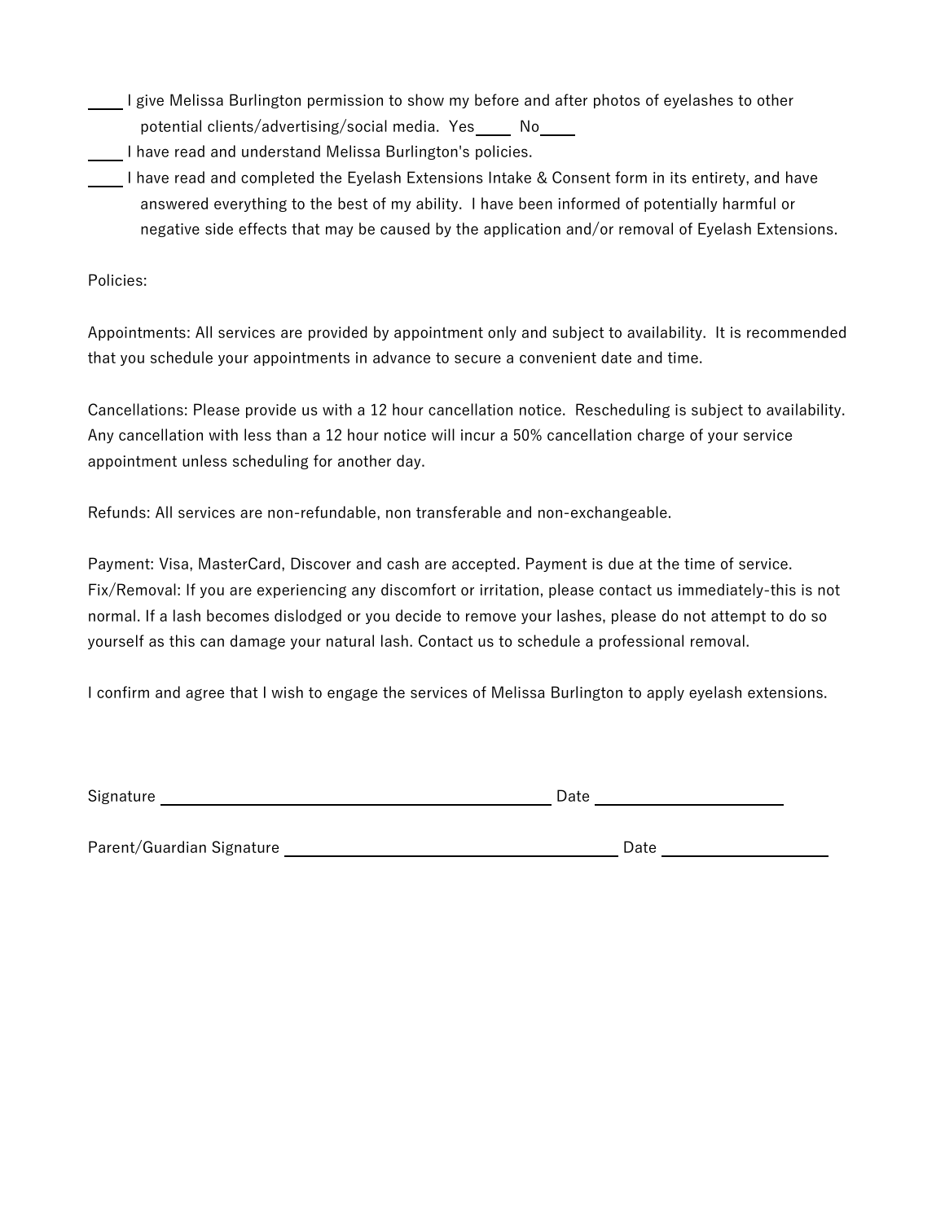____ I give Melissa Burlington permission to show my before and after photos of eyelashes to other potential clients/advertising/social media. Yes____ No____

____ I have read and understand Melissa Burlington's policies.

____ I have read and completed the Eyelash Extensions Intake & Consent form in its entirety, and have answered everything to the best of my ability. I have been informed of potentially harmful or negative side effects that may be caused by the application and/or removal of Eyelash Extensions.

Policies:

Appointments: All services are provided by appointment only and subject to availability. It is recommended that you schedule your appointments in advance to secure a convenient date and time.

Cancellations: Please provide us with a 12 hour cancellation notice. Rescheduling is subject to availability. Any cancellation with less than a 12 hour notice will incur a 50% cancellation charge of your service appointment unless scheduling for another day.

Refunds: All services are non-refundable, non transferable and non-exchangeable.

Payment: Visa, MasterCard, Discover and cash are accepted. Payment is due at the time of service.
Fix/Removal: If you are experiencing any discomfort or irritation, please contact us immediately-this is not normal. If a lash becomes dislodged or you decide to remove your lashes, please do not attempt to do so yourself as this can damage your natural lash. Contact us to schedule a professional removal.

I confirm and agree that I wish to engage the services of Melissa Burlington to apply eyelash extensions.

Signature ______________________________ Date ______________

Parent/Guardian Signature ______________________________ Date ______________